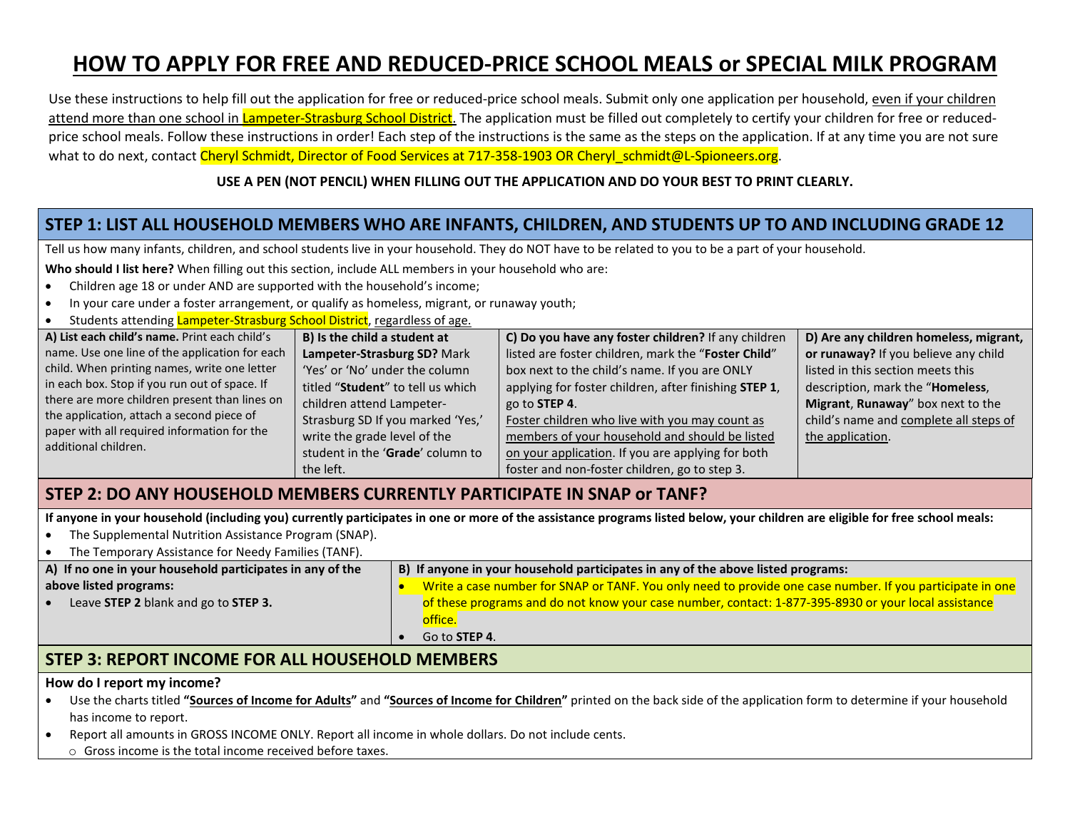# HOW TO APPLY FOR FREE AND REDUCED-PRICE SCHOOL MEALS or SPECIAL MILK PROGRAM

Use these instructions to help fill out the application for free or reduced-price school meals. Submit only one application per household, even if your children attend more than one school in Lampeter-Strasburg School District. The application must be filled out completely to certify your children for free or reduced-price school meals. Follow these instructions in order! Each step of the instructions is the same as the steps on the application. If at any time you are not sure what to do next, contact Cheryl Schmidt, Director of Food Services at 717-358-1903 OR Cheryl_schmidt@L-Spioneers.org.

**USE A PEN (NOT PENCIL) WHEN FILLING OUT THE APPLICATION AND DO YOUR BEST TO PRINT CLEARLY.**

## STEP 1: LIST ALL HOUSEHOLD MEMBERS WHO ARE INFANTS, CHILDREN, AND STUDENTS UP TO AND INCLUDING GRADE 12

Tell us how many infants, children, and school students live in your household. They do NOT have to be related to you to be a part of your household.

**Who should I list here?** When filling out this section, include ALL members in your household who are:

- Children age 18 or under AND are supported with the household's income;
- In your care under a foster arrangement, or qualify as homeless, migrant, or runaway youth;
- Students attending Lampeter-Strasburg School District, regardless of age.

| A) List each child's name. | B) Is the child a student at Lampeter-Strasburg SD? | C) Do you have any foster children? | D) Are any children homeless, migrant, or runaway? |
|---|---|---|---|
| Print each child's name. Use one line of the application for each child. When printing names, write one letter in each box. Stop if you run out of space. If there are more children present than lines on the application, attach a second piece of paper with all required information for the additional children. | Mark 'Yes' or 'No' under the column titled "**Student**" to tell us which children attend Lampeter-Strasburg SD If you marked 'Yes,' write the grade level of the student in the '**Grade**' column to the left. | If any children listed are foster children, mark the "**Foster Child**" box next to the child's name. If you are ONLY applying for foster children, after finishing **STEP 1**, go to **STEP 4**. Foster children who live with you may count as members of your household and should be listed on your application. If you are applying for both foster and non-foster children, go to step 3. | If you believe any child listed in this section meets this description, mark the "**Homeless**, **Migrant**, **Runaway**" box next to the child's name and complete all steps of the application. |

## STEP 2: DO ANY HOUSEHOLD MEMBERS CURRENTLY PARTICIPATE IN SNAP or TANF?

**If anyone in your household (including you) currently participates in one or more of the assistance programs listed below, your children are eligible for free school meals:**

- The Supplemental Nutrition Assistance Program (SNAP).
- The Temporary Assistance for Needy Families (TANF).

| A) If no one in your household participates in any of the above listed programs: | B) If anyone in your household participates in any of the above listed programs: |
|---|---|
| • Leave **STEP 2** blank and go to **STEP 3.** | • Write a case number for SNAP or TANF. You only need to provide one case number. If you participate in one of these programs and do not know your case number, contact: 1-877-395-8930 or your local assistance office.<br>• Go to **STEP 4**. |

## STEP 3: REPORT INCOME FOR ALL HOUSEHOLD MEMBERS

**How do I report my income?**

- Use the charts titled **"Sources of Income for Adults"** and **"Sources of Income for Children"** printed on the back side of the application form to determine if your household has income to report.
- Report all amounts in GROSS INCOME ONLY. Report all income in whole dollars. Do not include cents.
  - Gross income is the total income received before taxes.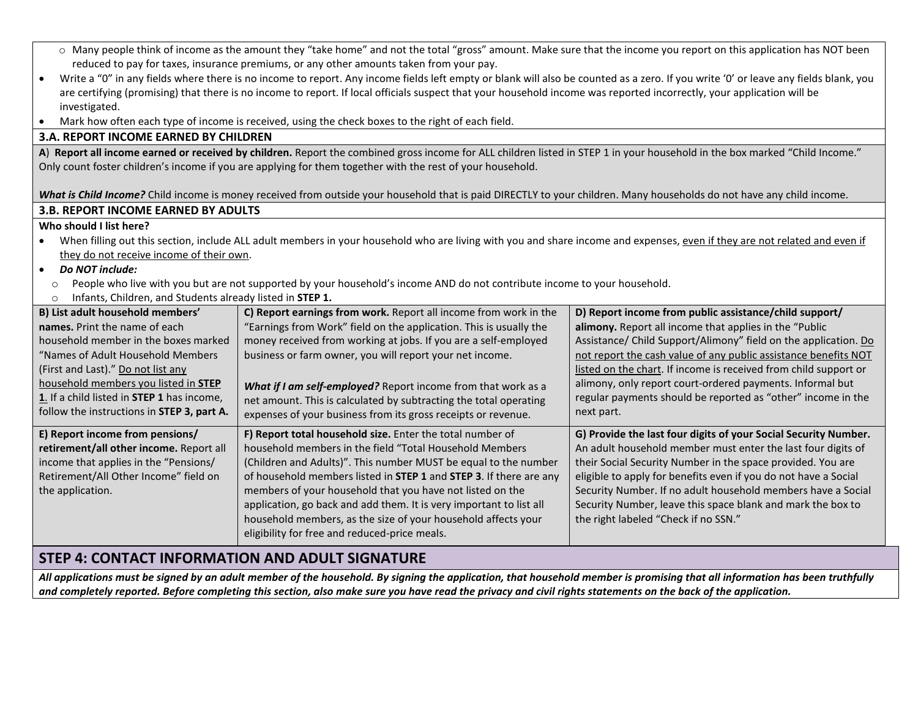- Many people think of income as the amount they "take home" and not the total "gross" amount. Make sure that the income you report on this application has NOT been reduced to pay for taxes, insurance premiums, or any other amounts taken from your pay.
- Write a "0" in any fields where there is no income to report. Any income fields left empty or blank will also be counted as a zero. If you write '0' or leave any fields blank, you are certifying (promising) that there is no income to report. If local officials suspect that your household income was reported incorrectly, your application will be investigated.
- Mark how often each type of income is received, using the check boxes to the right of each field.

**3.A. REPORT INCOME EARNED BY CHILDREN**

**A) Report all income earned or received by children.** Report the combined gross income for ALL children listed in STEP 1 in your household in the box marked "Child Income." Only count foster children's income if you are applying for them together with the rest of your household.

***What is Child Income?*** Child income is money received from outside your household that is paid DIRECTLY to your children. Many households do not have any child income.

**3.B. REPORT INCOME EARNED BY ADULTS**

**Who should I list here?**

- When filling out this section, include ALL adult members in your household who are living with you and share income and expenses, even if they are not related and even if they do not receive income of their own.
- ***Do NOT include:***
  - People who live with you but are not supported by your household's income AND do not contribute income to your household.
  - Infants, Children, and Students already listed in **STEP 1.**

| | | |
|---|---|---|
| **B) List adult household members' names.** Print the name of each household member in the boxes marked "Names of Adult Household Members (First and Last)." Do not list any household members you listed in **STEP 1**. If a child listed in **STEP 1** has income, follow the instructions in **STEP 3, part A.** | **C) Report earnings from work.** Report all income from work in the "Earnings from Work" field on the application. This is usually the money received from working at jobs. If you are a self-employed business or farm owner, you will report your net income. ***What if I am self-employed?*** Report income from that work as a net amount. This is calculated by subtracting the total operating expenses of your business from its gross receipts or revenue. | **D) Report income from public assistance/child support/ alimony.** Report all income that applies in the "Public Assistance/ Child Support/Alimony" field on the application. Do not report the cash value of any public assistance benefits NOT listed on the chart. If income is received from child support or alimony, only report court-ordered payments. Informal but regular payments should be reported as "other" income in the next part. |
| **E) Report income from pensions/ retirement/all other income.** Report all income that applies in the "Pensions/ Retirement/All Other Income" field on the application. | **F) Report total household size.** Enter the total number of household members in the field "Total Household Members (Children and Adults)". This number MUST be equal to the number of household members listed in **STEP 1** and **STEP 3**. If there are any members of your household that you have not listed on the application, go back and add them. It is very important to list all household members, as the size of your household affects your eligibility for free and reduced-price meals. | **G) Provide the last four digits of your Social Security Number.** An adult household member must enter the last four digits of their Social Security Number in the space provided. You are eligible to apply for benefits even if you do not have a Social Security Number. If no adult household members have a Social Security Number, leave this space blank and mark the box to the right labeled "Check if no SSN." |

## STEP 4: CONTACT INFORMATION AND ADULT SIGNATURE

***All applications must be signed by an adult member of the household. By signing the application, that household member is promising that all information has been truthfully and completely reported. Before completing this section, also make sure you have read the privacy and civil rights statements on the back of the application.***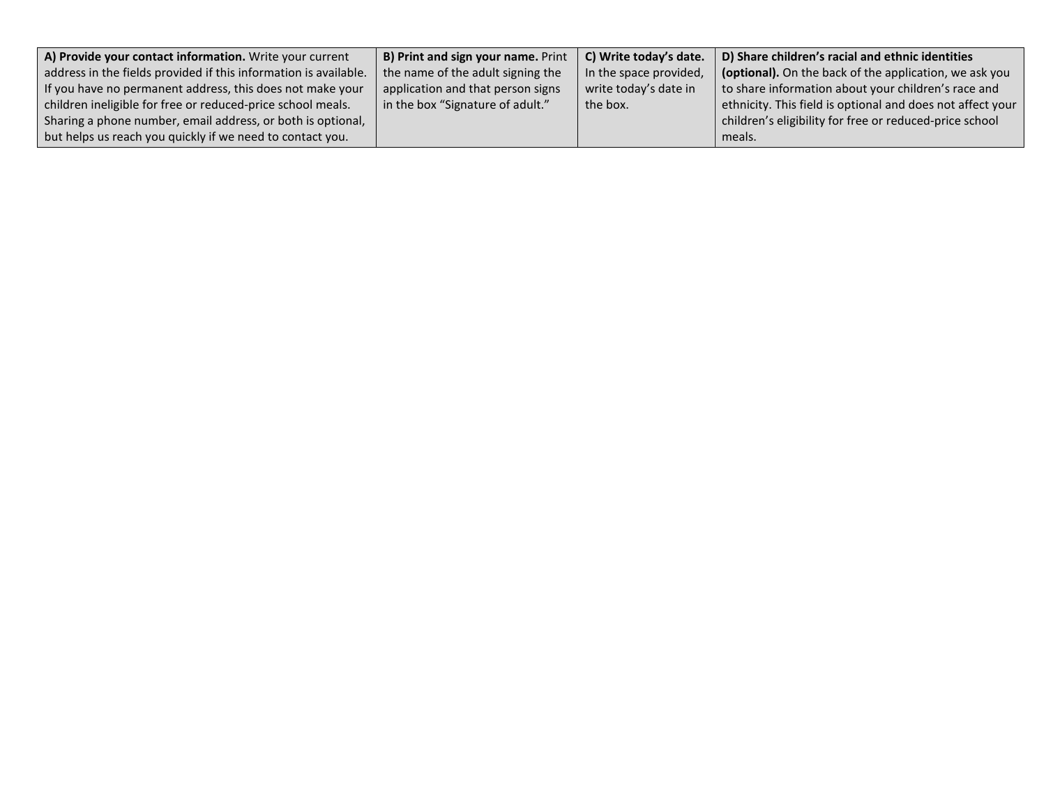| | | | |
|---|---|---|---|
| **A) Provide your contact information.** Write your current address in the fields provided if this information is available. If you have no permanent address, this does not make your children ineligible for free or reduced-price school meals. Sharing a phone number, email address, or both is optional, but helps us reach you quickly if we need to contact you. | **B) Print and sign your name.** Print the name of the adult signing the application and that person signs in the box "Signature of adult." | **C) Write today's date.** In the space provided, write today's date in the box. | **D) Share children's racial and ethnic identities (optional).** On the back of the application, we ask you to share information about your children's race and ethnicity. This field is optional and does not affect your children's eligibility for free or reduced-price school meals. |